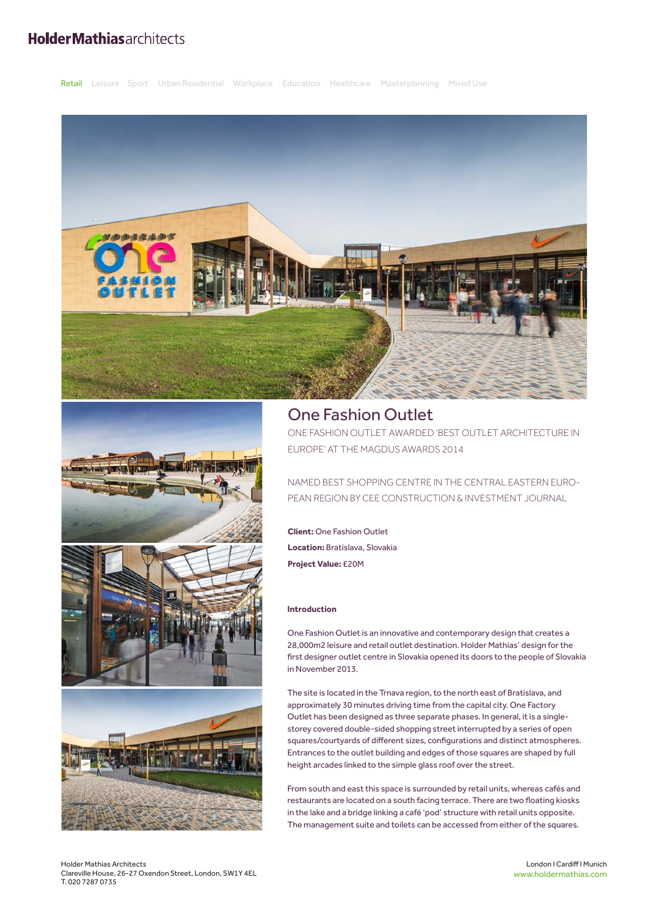# HolderMathiasarchitects

Retail Leisure Sport Urban Residential Workplace Education Healthcare Masterplanning Mixed Use

## One Fashion Outlet

ONE FASHION OUTLET AWARDED 'BEST OUTLET ARCHITECTURE IN EUROPE' AT THE MAGDUS AWARDS 2014

NAMED BEST SHOPPING CENTRE IN THE CENTRAL EASTERN EUROPEAN REGION BY CEE CONSTRUCTION & INVESTMENT JOURNAL

**Client:** One Fashion Outlet
**Location:** Bratislava, Slovakia
**Project Value:** £20M

### Introduction

One Fashion Outlet is an innovative and contemporary design that creates a 28,000m2 leisure and retail outlet destination. Holder Mathias' design for the first designer outlet centre in Slovakia opened its doors to the people of Slovakia in November 2013.

The site is located in the Trnava region, to the north east of Bratislava, and approximately 30 minutes driving time from the capital city. One Factory Outlet has been designed as three separate phases. In general, it is a single-storey covered double-sided shopping street interrupted by a series of open squares/courtyards of different sizes, configurations and distinct atmospheres. Entrances to the outlet building and edges of those squares are shaped by full height arcades linked to the simple glass roof over the street.

From south and east this space is surrounded by retail units, whereas cafés and restaurants are located on a south facing terrace. There are two floating kiosks in the lake and a bridge linking a café 'pod' structure with retail units opposite. The management suite and toilets can be accessed from either of the squares.

Holder Mathias Architects
Clareville House, 26-27 Oxendon Street, London, SW1Y 4EL
T. 020 7287 0735

London I Cardiff I Munich
www.holdermathias.com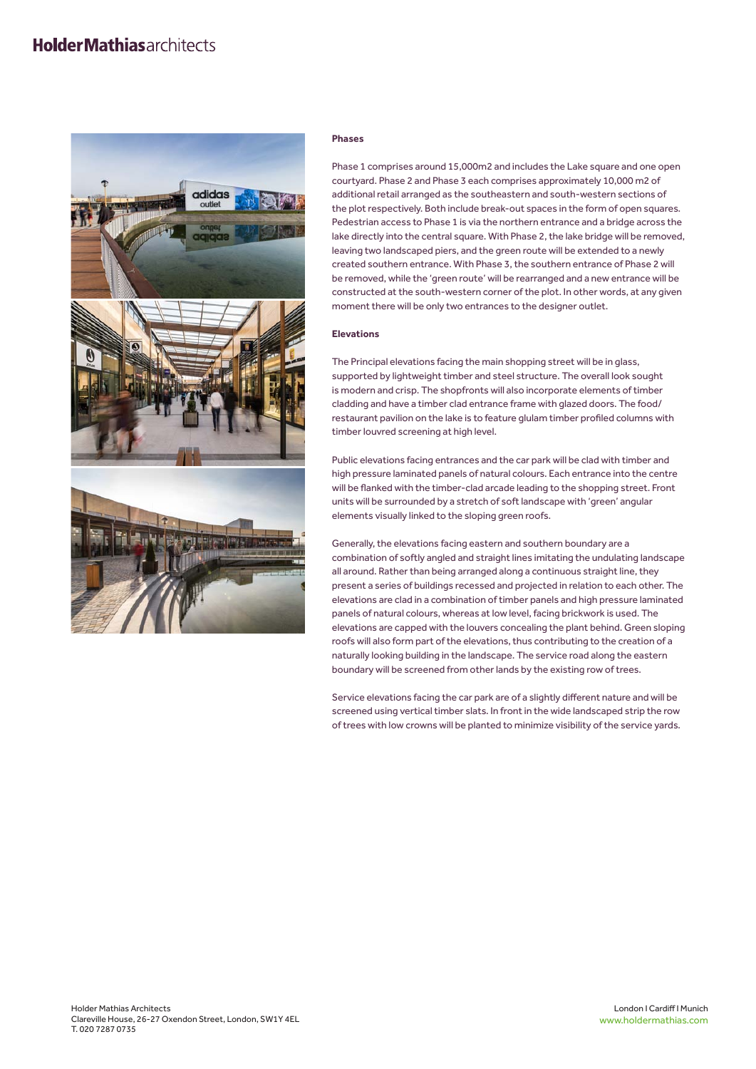### Phases

Phase 1 comprises around 15,000m2 and includes the Lake square and one open courtyard. Phase 2 and Phase 3 each comprises approximately 10,000 m2 of additional retail arranged as the southeastern and south-western sections of the plot respectively. Both include break-out spaces in the form of open squares. Pedestrian access to Phase 1 is via the northern entrance and a bridge across the lake directly into the central square. With Phase 2, the lake bridge will be removed, leaving two landscaped piers, and the green route will be extended to a newly created southern entrance. With Phase 3, the southern entrance of Phase 2 will be removed, while the 'green route' will be rearranged and a new entrance will be constructed at the south-western corner of the plot. In other words, at any given moment there will be only two entrances to the designer outlet.

### Elevations

The Principal elevations facing the main shopping street will be in glass, supported by lightweight timber and steel structure. The overall look sought is modern and crisp. The shopfronts will also incorporate elements of timber cladding and have a timber clad entrance frame with glazed doors. The food/restaurant pavilion on the lake is to feature glulam timber profiled columns with timber louvred screening at high level.

Public elevations facing entrances and the car park will be clad with timber and high pressure laminated panels of natural colours. Each entrance into the centre will be flanked with the timber-clad arcade leading to the shopping street. Front units will be surrounded by a stretch of soft landscape with 'green' angular elements visually linked to the sloping green roofs.

Generally, the elevations facing eastern and southern boundary are a combination of softly angled and straight lines imitating the undulating landscape all around. Rather than being arranged along a continuous straight line, they present a series of buildings recessed and projected in relation to each other. The elevations are clad in a combination of timber panels and high pressure laminated panels of natural colours, whereas at low level, facing brickwork is used. The elevations are capped with the louvers concealing the plant behind. Green sloping roofs will also form part of the elevations, thus contributing to the creation of a naturally looking building in the landscape. The service road along the eastern boundary will be screened from other lands by the existing row of trees.

Service elevations facing the car park are of a slightly different nature and will be screened using vertical timber slats. In front in the wide landscaped strip the row of trees with low crowns will be planted to minimize visibility of the service yards.